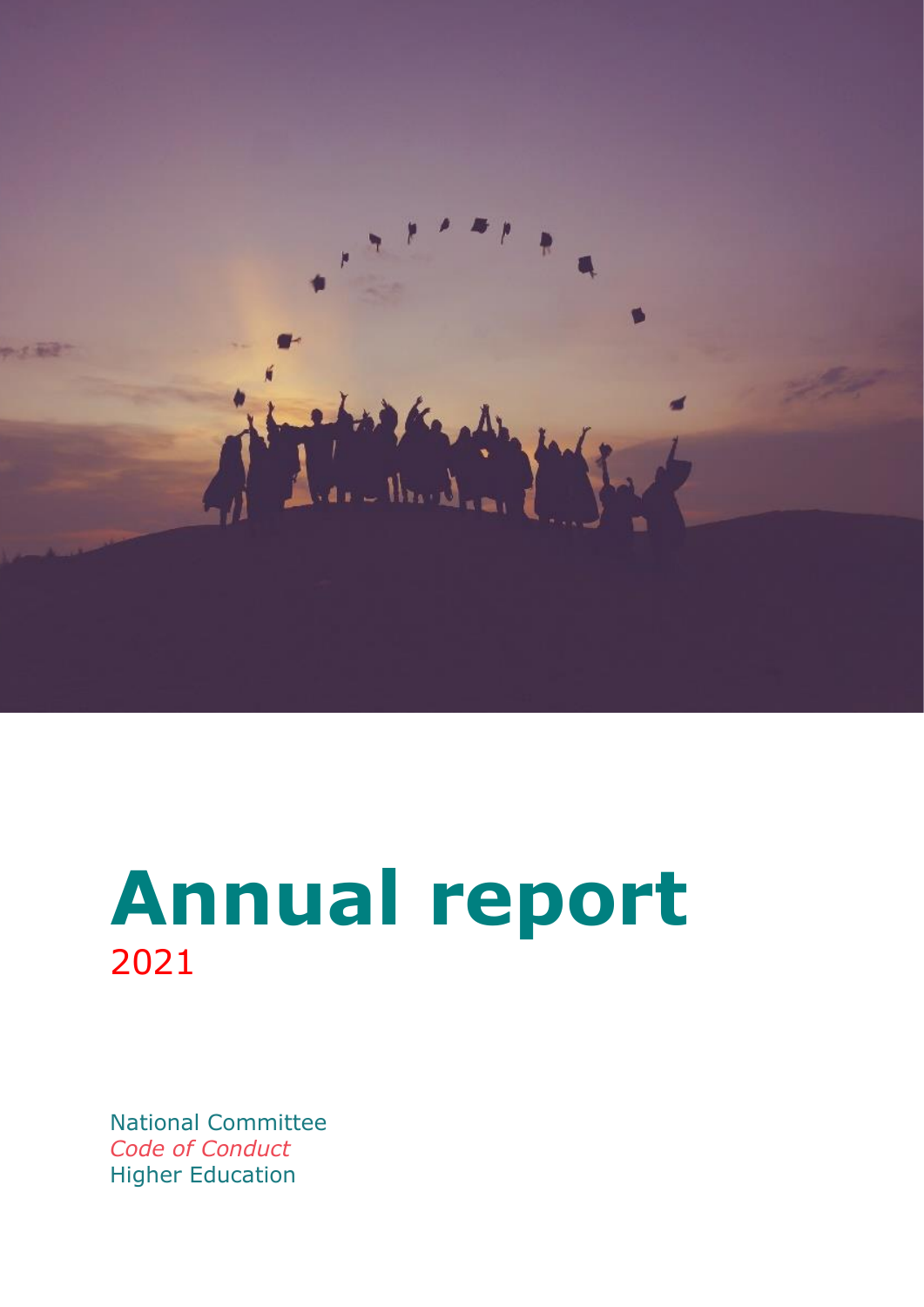# Annual report

2021

National Committee
*Code of Conduct*
Higher Education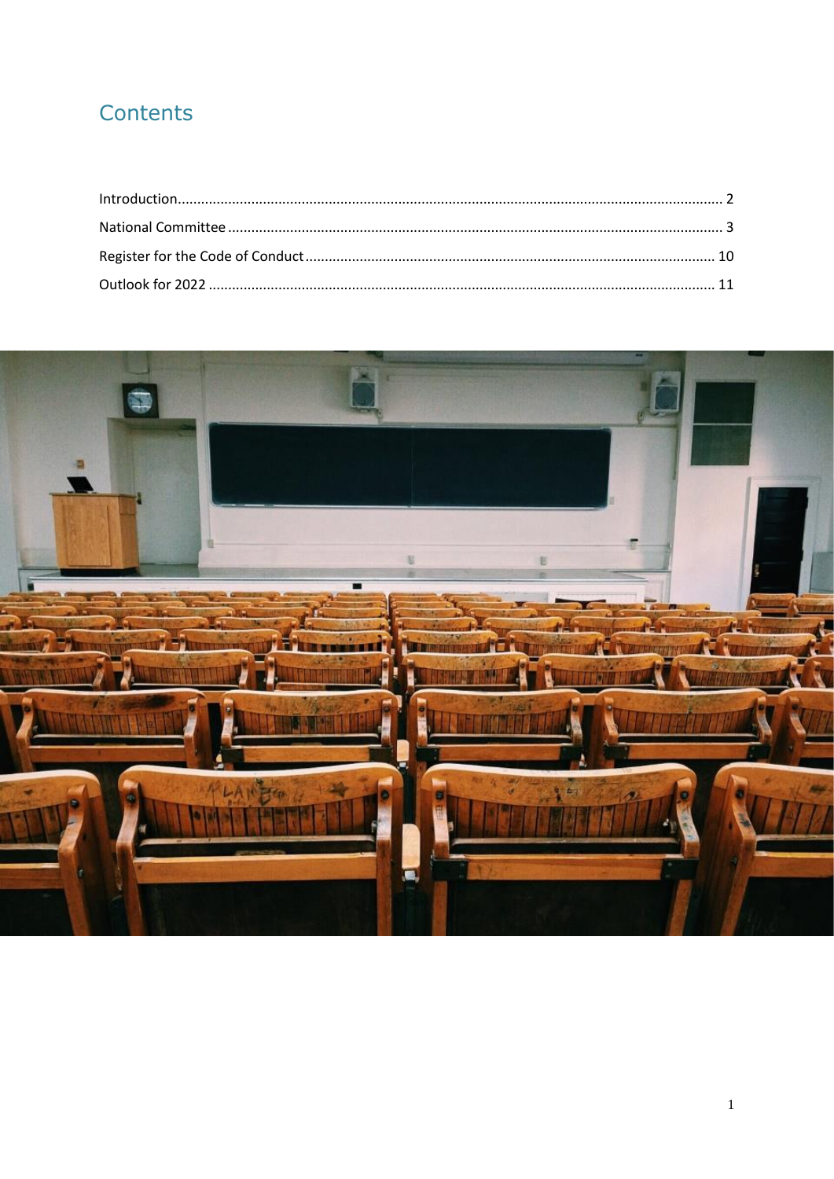# Contents

Introduction ........................................................................................................................................ 2
National Committee .............................................................................................................................. 3
Register for the Code of Conduct ........................................................................................................ 10
Outlook for 2022 ................................................................................................................................. 11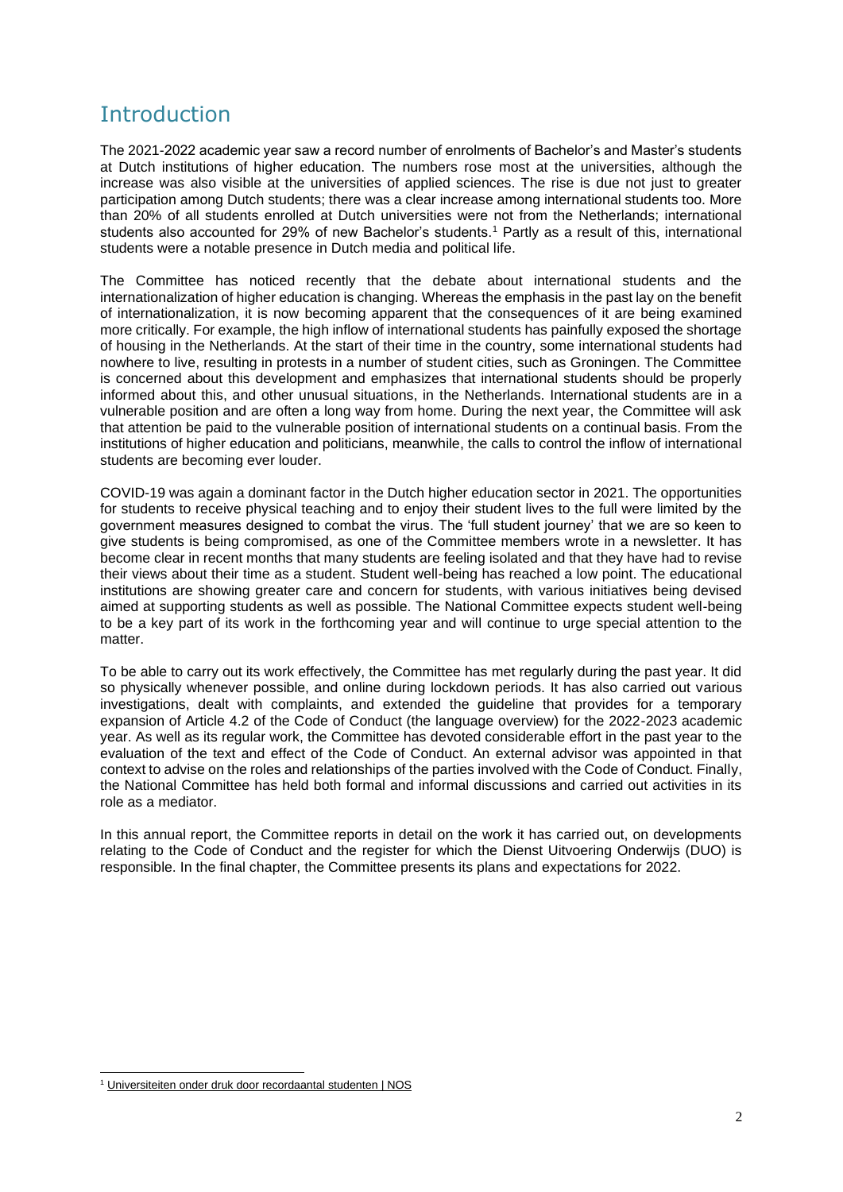# Introduction

The 2021-2022 academic year saw a record number of enrolments of Bachelor's and Master's students at Dutch institutions of higher education. The numbers rose most at the universities, although the increase was also visible at the universities of applied sciences. The rise is due not just to greater participation among Dutch students; there was a clear increase among international students too. More than 20% of all students enrolled at Dutch universities were not from the Netherlands; international students also accounted for 29% of new Bachelor's students.[1] Partly as a result of this, international students were a notable presence in Dutch media and political life.

The Committee has noticed recently that the debate about international students and the internationalization of higher education is changing. Whereas the emphasis in the past lay on the benefit of internationalization, it is now becoming apparent that the consequences of it are being examined more critically. For example, the high inflow of international students has painfully exposed the shortage of housing in the Netherlands. At the start of their time in the country, some international students had nowhere to live, resulting in protests in a number of student cities, such as Groningen. The Committee is concerned about this development and emphasizes that international students should be properly informed about this, and other unusual situations, in the Netherlands. International students are in a vulnerable position and are often a long way from home. During the next year, the Committee will ask that attention be paid to the vulnerable position of international students on a continual basis. From the institutions of higher education and politicians, meanwhile, the calls to control the inflow of international students are becoming ever louder.

COVID-19 was again a dominant factor in the Dutch higher education sector in 2021. The opportunities for students to receive physical teaching and to enjoy their student lives to the full were limited by the government measures designed to combat the virus. The 'full student journey' that we are so keen to give students is being compromised, as one of the Committee members wrote in a newsletter. It has become clear in recent months that many students are feeling isolated and that they have had to revise their views about their time as a student. Student well-being has reached a low point. The educational institutions are showing greater care and concern for students, with various initiatives being devised aimed at supporting students as well as possible. The National Committee expects student well-being to be a key part of its work in the forthcoming year and will continue to urge special attention to the matter.

To be able to carry out its work effectively, the Committee has met regularly during the past year. It did so physically whenever possible, and online during lockdown periods. It has also carried out various investigations, dealt with complaints, and extended the guideline that provides for a temporary expansion of Article 4.2 of the Code of Conduct (the language overview) for the 2022-2023 academic year. As well as its regular work, the Committee has devoted considerable effort in the past year to the evaluation of the text and effect of the Code of Conduct. An external advisor was appointed in that context to advise on the roles and relationships of the parties involved with the Code of Conduct. Finally, the National Committee has held both formal and informal discussions and carried out activities in its role as a mediator.

In this annual report, the Committee reports in detail on the work it has carried out, on developments relating to the Code of Conduct and the register for which the Dienst Uitvoering Onderwijs (DUO) is responsible. In the final chapter, the Committee presents its plans and expectations for 2022.

[1] Universiteiten onder druk door recordaantal studenten | NOS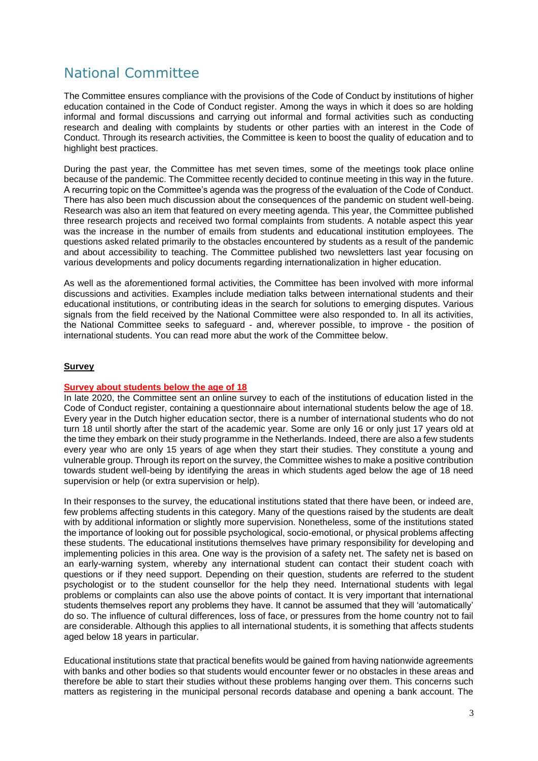# National Committee

The Committee ensures compliance with the provisions of the Code of Conduct by institutions of higher education contained in the Code of Conduct register. Among the ways in which it does so are holding informal and formal discussions and carrying out informal and formal activities such as conducting research and dealing with complaints by students or other parties with an interest in the Code of Conduct. Through its research activities, the Committee is keen to boost the quality of education and to highlight best practices.

During the past year, the Committee has met seven times, some of the meetings took place online because of the pandemic. The Committee recently decided to continue meeting in this way in the future. A recurring topic on the Committee's agenda was the progress of the evaluation of the Code of Conduct. There has also been much discussion about the consequences of the pandemic on student well-being. Research was also an item that featured on every meeting agenda. This year, the Committee published three research projects and received two formal complaints from students. A notable aspect this year was the increase in the number of emails from students and educational institution employees. The questions asked related primarily to the obstacles encountered by students as a result of the pandemic and about accessibility to teaching. The Committee published two newsletters last year focusing on various developments and policy documents regarding internationalization in higher education.

As well as the aforementioned formal activities, the Committee has been involved with more informal discussions and activities. Examples include mediation talks between international students and their educational institutions, or contributing ideas in the search for solutions to emerging disputes. Various signals from the field received by the National Committee were also responded to. In all its activities, the National Committee seeks to safeguard - and, wherever possible, to improve - the position of international students. You can read more abut the work of the Committee below.

## Survey

### Survey about students below the age of 18

In late 2020, the Committee sent an online survey to each of the institutions of education listed in the Code of Conduct register, containing a questionnaire about international students below the age of 18. Every year in the Dutch higher education sector, there is a number of international students who do not turn 18 until shortly after the start of the academic year. Some are only 16 or only just 17 years old at the time they embark on their study programme in the Netherlands. Indeed, there are also a few students every year who are only 15 years of age when they start their studies. They constitute a young and vulnerable group. Through its report on the survey, the Committee wishes to make a positive contribution towards student well-being by identifying the areas in which students aged below the age of 18 need supervision or help (or extra supervision or help).

In their responses to the survey, the educational institutions stated that there have been, or indeed are, few problems affecting students in this category. Many of the questions raised by the students are dealt with by additional information or slightly more supervision. Nonetheless, some of the institutions stated the importance of looking out for possible psychological, socio-emotional, or physical problems affecting these students. The educational institutions themselves have primary responsibility for developing and implementing policies in this area. One way is the provision of a safety net. The safety net is based on an early-warning system, whereby any international student can contact their student coach with questions or if they need support. Depending on their question, students are referred to the student psychologist or to the student counsellor for the help they need. International students with legal problems or complaints can also use the above points of contact. It is very important that international students themselves report any problems they have. It cannot be assumed that they will 'automatically' do so. The influence of cultural differences, loss of face, or pressures from the home country not to fail are considerable. Although this applies to all international students, it is something that affects students aged below 18 years in particular.

Educational institutions state that practical benefits would be gained from having nationwide agreements with banks and other bodies so that students would encounter fewer or no obstacles in these areas and therefore be able to start their studies without these problems hanging over them. This concerns such matters as registering in the municipal personal records database and opening a bank account. The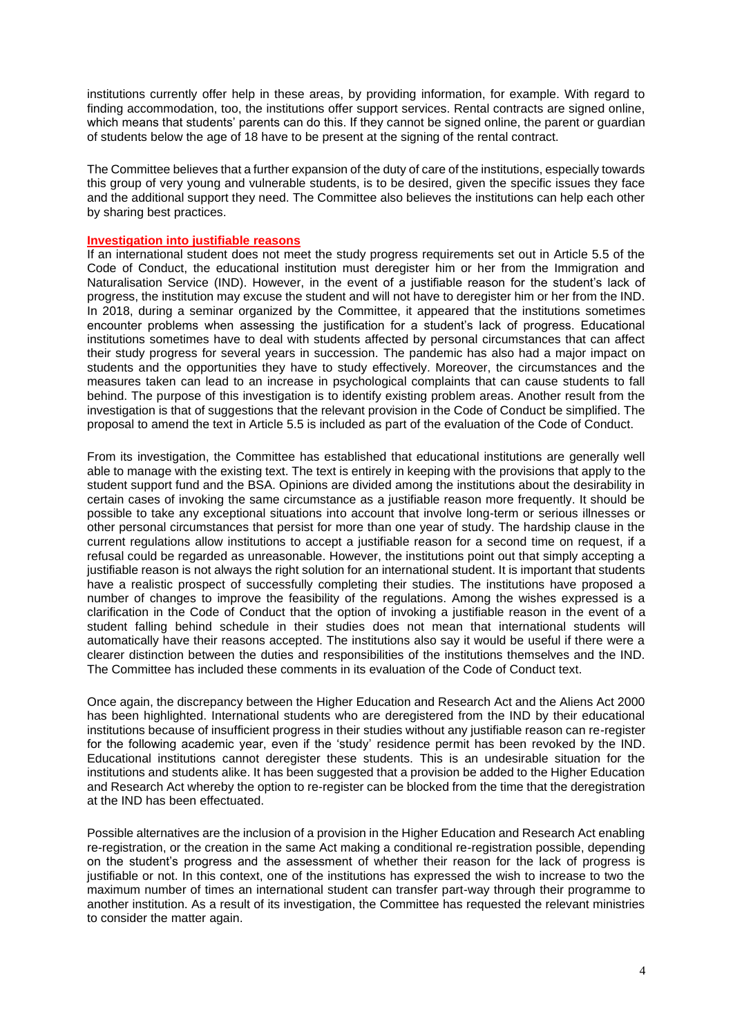institutions currently offer help in these areas, by providing information, for example. With regard to finding accommodation, too, the institutions offer support services. Rental contracts are signed online, which means that students' parents can do this. If they cannot be signed online, the parent or guardian of students below the age of 18 have to be present at the signing of the rental contract.

The Committee believes that a further expansion of the duty of care of the institutions, especially towards this group of very young and vulnerable students, is to be desired, given the specific issues they face and the additional support they need. The Committee also believes the institutions can help each other by sharing best practices.

### Investigation into justifiable reasons

If an international student does not meet the study progress requirements set out in Article 5.5 of the Code of Conduct, the educational institution must deregister him or her from the Immigration and Naturalisation Service (IND). However, in the event of a justifiable reason for the student's lack of progress, the institution may excuse the student and will not have to deregister him or her from the IND. In 2018, during a seminar organized by the Committee, it appeared that the institutions sometimes encounter problems when assessing the justification for a student's lack of progress. Educational institutions sometimes have to deal with students affected by personal circumstances that can affect their study progress for several years in succession. The pandemic has also had a major impact on students and the opportunities they have to study effectively. Moreover, the circumstances and the measures taken can lead to an increase in psychological complaints that can cause students to fall behind. The purpose of this investigation is to identify existing problem areas. Another result from the investigation is that of suggestions that the relevant provision in the Code of Conduct be simplified. The proposal to amend the text in Article 5.5 is included as part of the evaluation of the Code of Conduct.

From its investigation, the Committee has established that educational institutions are generally well able to manage with the existing text. The text is entirely in keeping with the provisions that apply to the student support fund and the BSA. Opinions are divided among the institutions about the desirability in certain cases of invoking the same circumstance as a justifiable reason more frequently. It should be possible to take any exceptional situations into account that involve long-term or serious illnesses or other personal circumstances that persist for more than one year of study. The hardship clause in the current regulations allow institutions to accept a justifiable reason for a second time on request, if a refusal could be regarded as unreasonable. However, the institutions point out that simply accepting a justifiable reason is not always the right solution for an international student. It is important that students have a realistic prospect of successfully completing their studies. The institutions have proposed a number of changes to improve the feasibility of the regulations. Among the wishes expressed is a clarification in the Code of Conduct that the option of invoking a justifiable reason in the event of a student falling behind schedule in their studies does not mean that international students will automatically have their reasons accepted. The institutions also say it would be useful if there were a clearer distinction between the duties and responsibilities of the institutions themselves and the IND. The Committee has included these comments in its evaluation of the Code of Conduct text.

Once again, the discrepancy between the Higher Education and Research Act and the Aliens Act 2000 has been highlighted. International students who are deregistered from the IND by their educational institutions because of insufficient progress in their studies without any justifiable reason can re-register for the following academic year, even if the 'study' residence permit has been revoked by the IND. Educational institutions cannot deregister these students. This is an undesirable situation for the institutions and students alike. It has been suggested that a provision be added to the Higher Education and Research Act whereby the option to re-register can be blocked from the time that the deregistration at the IND has been effectuated.

Possible alternatives are the inclusion of a provision in the Higher Education and Research Act enabling re-registration, or the creation in the same Act making a conditional re-registration possible, depending on the student's progress and the assessment of whether their reason for the lack of progress is justifiable or not. In this context, one of the institutions has expressed the wish to increase to two the maximum number of times an international student can transfer part-way through their programme to another institution. As a result of its investigation, the Committee has requested the relevant ministries to consider the matter again.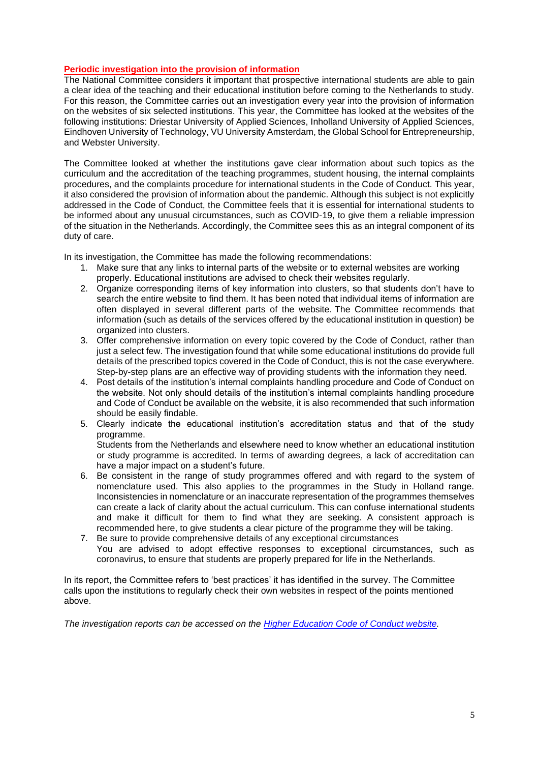## Periodic investigation into the provision of information

The National Committee considers it important that prospective international students are able to gain a clear idea of the teaching and their educational institution before coming to the Netherlands to study. For this reason, the Committee carries out an investigation every year into the provision of information on the websites of six selected institutions. This year, the Committee has looked at the websites of the following institutions: Driestar University of Applied Sciences, Inholland University of Applied Sciences, Eindhoven University of Technology, VU University Amsterdam, the Global School for Entrepreneurship, and Webster University.

The Committee looked at whether the institutions gave clear information about such topics as the curriculum and the accreditation of the teaching programmes, student housing, the internal complaints procedures, and the complaints procedure for international students in the Code of Conduct. This year, it also considered the provision of information about the pandemic. Although this subject is not explicitly addressed in the Code of Conduct, the Committee feels that it is essential for international students to be informed about any unusual circumstances, such as COVID-19, to give them a reliable impression of the situation in the Netherlands. Accordingly, the Committee sees this as an integral component of its duty of care.

In its investigation, the Committee has made the following recommendations:

1. Make sure that any links to internal parts of the website or to external websites are working properly. Educational institutions are advised to check their websites regularly.
2. Organize corresponding items of key information into clusters, so that students don't have to search the entire website to find them. It has been noted that individual items of information are often displayed in several different parts of the website. The Committee recommends that information (such as details of the services offered by the educational institution in question) be organized into clusters.
3. Offer comprehensive information on every topic covered by the Code of Conduct, rather than just a select few. The investigation found that while some educational institutions do provide full details of the prescribed topics covered in the Code of Conduct, this is not the case everywhere. Step-by-step plans are an effective way of providing students with the information they need.
4. Post details of the institution's internal complaints handling procedure and Code of Conduct on the website. Not only should details of the institution's internal complaints handling procedure and Code of Conduct be available on the website, it is also recommended that such information should be easily findable.
5. Clearly indicate the educational institution's accreditation status and that of the study programme.
   Students from the Netherlands and elsewhere need to know whether an educational institution or study programme is accredited. In terms of awarding degrees, a lack of accreditation can have a major impact on a student's future.
6. Be consistent in the range of study programmes offered and with regard to the system of nomenclature used. This also applies to the programmes in the Study in Holland range. Inconsistencies in nomenclature or an inaccurate representation of the programmes themselves can create a lack of clarity about the actual curriculum. This can confuse international students and make it difficult for them to find what they are seeking. A consistent approach is recommended here, to give students a clear picture of the programme they will be taking.
7. Be sure to provide comprehensive details of any exceptional circumstances
   You are advised to adopt effective responses to exceptional circumstances, such as coronavirus, to ensure that students are properly prepared for life in the Netherlands.

In its report, the Committee refers to 'best practices' it has identified in the survey. The Committee calls upon the institutions to regularly check their own websites in respect of the points mentioned above.

*The investigation reports can be accessed on the [Higher Education Code of Conduct website](#).*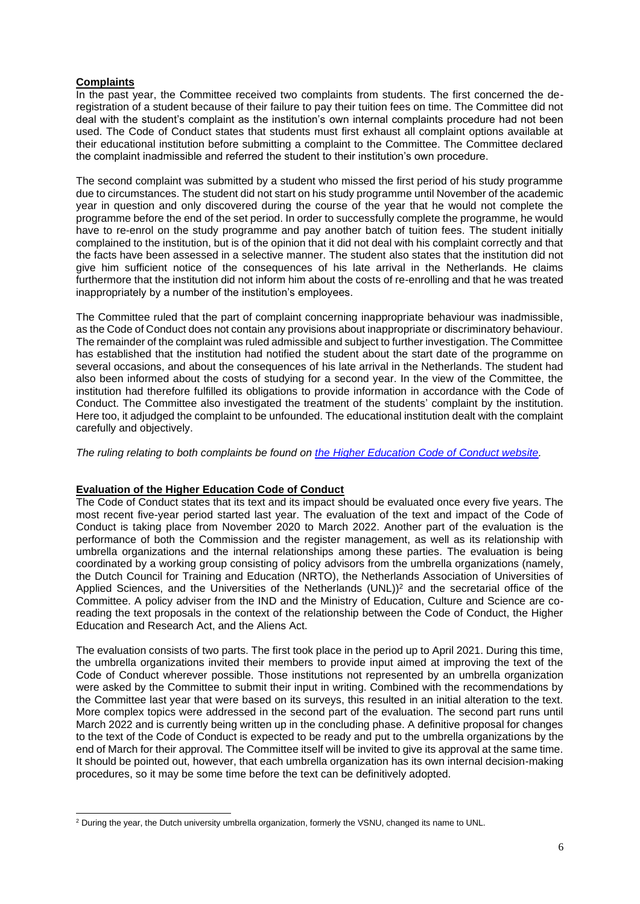**Complaints**

In the past year, the Committee received two complaints from students. The first concerned the de-registration of a student because of their failure to pay their tuition fees on time. The Committee did not deal with the student's complaint as the institution's own internal complaints procedure had not been used. The Code of Conduct states that students must first exhaust all complaint options available at their educational institution before submitting a complaint to the Committee. The Committee declared the complaint inadmissible and referred the student to their institution's own procedure.

The second complaint was submitted by a student who missed the first period of his study programme due to circumstances. The student did not start on his study programme until November of the academic year in question and only discovered during the course of the year that he would not complete the programme before the end of the set period. In order to successfully complete the programme, he would have to re-enrol on the study programme and pay another batch of tuition fees. The student initially complained to the institution, but is of the opinion that it did not deal with his complaint correctly and that the facts have been assessed in a selective manner. The student also states that the institution did not give him sufficient notice of the consequences of his late arrival in the Netherlands. He claims furthermore that the institution did not inform him about the costs of re-enrolling and that he was treated inappropriately by a number of the institution's employees.

The Committee ruled that the part of complaint concerning inappropriate behaviour was inadmissible, as the Code of Conduct does not contain any provisions about inappropriate or discriminatory behaviour. The remainder of the complaint was ruled admissible and subject to further investigation. The Committee has established that the institution had notified the student about the start date of the programme on several occasions, and about the consequences of his late arrival in the Netherlands. The student had also been informed about the costs of studying for a second year. In the view of the Committee, the institution had therefore fulfilled its obligations to provide information in accordance with the Code of Conduct. The Committee also investigated the treatment of the students' complaint by the institution. Here too, it adjudged the complaint to be unfounded. The educational institution dealt with the complaint carefully and objectively.

*The ruling relating to both complaints be found on the Higher Education Code of Conduct website.*

**Evaluation of the Higher Education Code of Conduct**

The Code of Conduct states that its text and its impact should be evaluated once every five years. The most recent five-year period started last year. The evaluation of the text and impact of the Code of Conduct is taking place from November 2020 to March 2022. Another part of the evaluation is the performance of both the Commission and the register management, as well as its relationship with umbrella organizations and the internal relationships among these parties. The evaluation is being coordinated by a working group consisting of policy advisors from the umbrella organizations (namely, the Dutch Council for Training and Education (NRTO), the Netherlands Association of Universities of Applied Sciences, and the Universities of the Netherlands (UNL))[2] and the secretarial office of the Committee. A policy adviser from the IND and the Ministry of Education, Culture and Science are co-reading the text proposals in the context of the relationship between the Code of Conduct, the Higher Education and Research Act, and the Aliens Act.

The evaluation consists of two parts. The first took place in the period up to April 2021. During this time, the umbrella organizations invited their members to provide input aimed at improving the text of the Code of Conduct wherever possible. Those institutions not represented by an umbrella organization were asked by the Committee to submit their input in writing. Combined with the recommendations by the Committee last year that were based on its surveys, this resulted in an initial alteration to the text. More complex topics were addressed in the second part of the evaluation. The second part runs until March 2022 and is currently being written up in the concluding phase. A definitive proposal for changes to the text of the Code of Conduct is expected to be ready and put to the umbrella organizations by the end of March for their approval. The Committee itself will be invited to give its approval at the same time. It should be pointed out, however, that each umbrella organization has its own internal decision-making procedures, so it may be some time before the text can be definitively adopted.

[2] During the year, the Dutch university umbrella organization, formerly the VSNU, changed its name to UNL.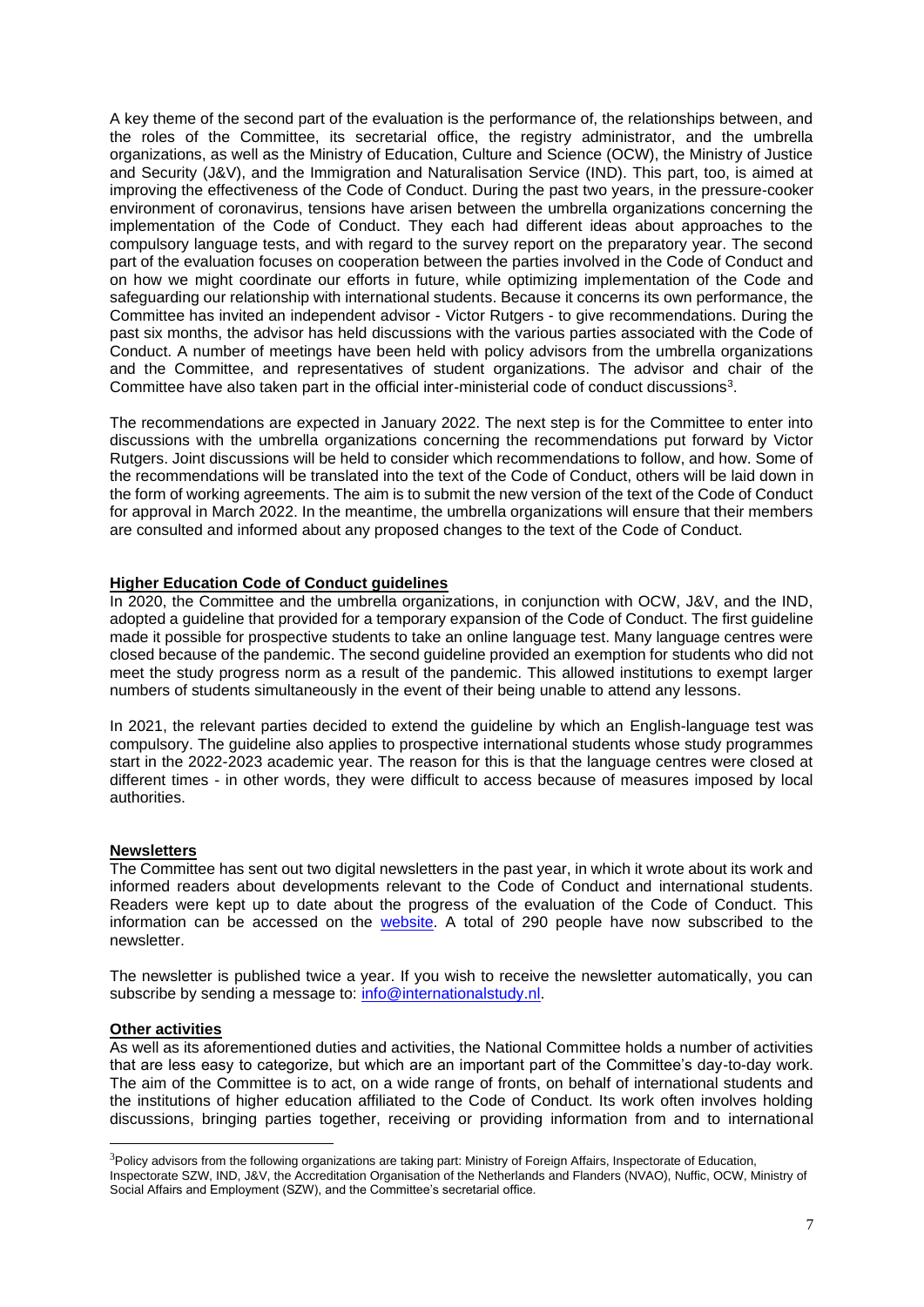A key theme of the second part of the evaluation is the performance of, the relationships between, and the roles of the Committee, its secretarial office, the registry administrator, and the umbrella organizations, as well as the Ministry of Education, Culture and Science (OCW), the Ministry of Justice and Security (J&V), and the Immigration and Naturalisation Service (IND). This part, too, is aimed at improving the effectiveness of the Code of Conduct. During the past two years, in the pressure-cooker environment of coronavirus, tensions have arisen between the umbrella organizations concerning the implementation of the Code of Conduct. They each had different ideas about approaches to the compulsory language tests, and with regard to the survey report on the preparatory year. The second part of the evaluation focuses on cooperation between the parties involved in the Code of Conduct and on how we might coordinate our efforts in future, while optimizing implementation of the Code and safeguarding our relationship with international students. Because it concerns its own performance, the Committee has invited an independent advisor - Victor Rutgers - to give recommendations. During the past six months, the advisor has held discussions with the various parties associated with the Code of Conduct. A number of meetings have been held with policy advisors from the umbrella organizations and the Committee, and representatives of student organizations. The advisor and chair of the Committee have also taken part in the official inter-ministerial code of conduct discussions[3].

The recommendations are expected in January 2022. The next step is for the Committee to enter into discussions with the umbrella organizations concerning the recommendations put forward by Victor Rutgers. Joint discussions will be held to consider which recommendations to follow, and how. Some of the recommendations will be translated into the text of the Code of Conduct, others will be laid down in the form of working agreements. The aim is to submit the new version of the text of the Code of Conduct for approval in March 2022. In the meantime, the umbrella organizations will ensure that their members are consulted and informed about any proposed changes to the text of the Code of Conduct.

**Higher Education Code of Conduct guidelines**

In 2020, the Committee and the umbrella organizations, in conjunction with OCW, J&V, and the IND, adopted a guideline that provided for a temporary expansion of the Code of Conduct. The first guideline made it possible for prospective students to take an online language test. Many language centres were closed because of the pandemic. The second guideline provided an exemption for students who did not meet the study progress norm as a result of the pandemic. This allowed institutions to exempt larger numbers of students simultaneously in the event of their being unable to attend any lessons.

In 2021, the relevant parties decided to extend the guideline by which an English-language test was compulsory. The guideline also applies to prospective international students whose study programmes start in the 2022-2023 academic year. The reason for this is that the language centres were closed at different times - in other words, they were difficult to access because of measures imposed by local authorities.

**Newsletters**

The Committee has sent out two digital newsletters in the past year, in which it wrote about its work and informed readers about developments relevant to the Code of Conduct and international students. Readers were kept up to date about the progress of the evaluation of the Code of Conduct. This information can be accessed on the website. A total of 290 people have now subscribed to the newsletter.

The newsletter is published twice a year. If you wish to receive the newsletter automatically, you can subscribe by sending a message to: info@internationalstudy.nl.

**Other activities**

As well as its aforementioned duties and activities, the National Committee holds a number of activities that are less easy to categorize, but which are an important part of the Committee's day-to-day work. The aim of the Committee is to act, on a wide range of fronts, on behalf of international students and the institutions of higher education affiliated to the Code of Conduct. Its work often involves holding discussions, bringing parties together, receiving or providing information from and to international

---

[3] Policy advisors from the following organizations are taking part: Ministry of Foreign Affairs, Inspectorate of Education, Inspectorate SZW, IND, J&V, the Accreditation Organisation of the Netherlands and Flanders (NVAO), Nuffic, OCW, Ministry of Social Affairs and Employment (SZW), and the Committee's secretarial office.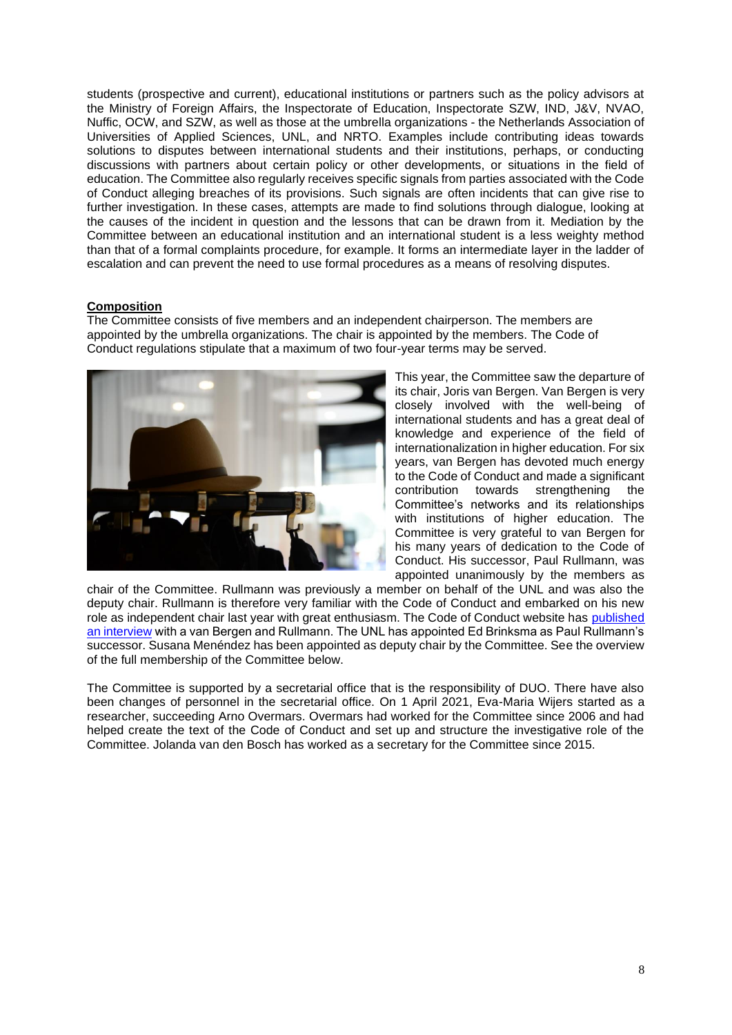students (prospective and current), educational institutions or partners such as the policy advisors at the Ministry of Foreign Affairs, the Inspectorate of Education, Inspectorate SZW, IND, J&V, NVAO, Nuffic, OCW, and SZW, as well as those at the umbrella organizations - the Netherlands Association of Universities of Applied Sciences, UNL, and NRTO. Examples include contributing ideas towards solutions to disputes between international students and their institutions, perhaps, or conducting discussions with partners about certain policy or other developments, or situations in the field of education. The Committee also regularly receives specific signals from parties associated with the Code of Conduct alleging breaches of its provisions. Such signals are often incidents that can give rise to further investigation. In these cases, attempts are made to find solutions through dialogue, looking at the causes of the incident in question and the lessons that can be drawn from it. Mediation by the Committee between an educational institution and an international student is a less weighty method than that of a formal complaints procedure, for example. It forms an intermediate layer in the ladder of escalation and can prevent the need to use formal procedures as a means of resolving disputes.

## Composition

The Committee consists of five members and an independent chairperson. The members are appointed by the umbrella organizations. The chair is appointed by the members. The Code of Conduct regulations stipulate that a maximum of two four-year terms may be served.

This year, the Committee saw the departure of its chair, Joris van Bergen. Van Bergen is very closely involved with the well-being of international students and has a great deal of knowledge and experience of the field of internationalization in higher education. For six years, van Bergen has devoted much energy to the Code of Conduct and made a significant contribution towards strengthening the Committee's networks and its relationships with institutions of higher education. The Committee is very grateful to van Bergen for his many years of dedication to the Code of Conduct. His successor, Paul Rullmann, was appointed unanimously by the members as chair of the Committee. Rullmann was previously a member on behalf of the UNL and was also the deputy chair. Rullmann is therefore very familiar with the Code of Conduct and embarked on his new role as independent chair last year with great enthusiasm. The Code of Conduct website has published an interview with a van Bergen and Rullmann. The UNL has appointed Ed Brinksma as Paul Rullmann's successor. Susana Menéndez has been appointed as deputy chair by the Committee. See the overview of the full membership of the Committee below.

The Committee is supported by a secretarial office that is the responsibility of DUO. There have also been changes of personnel in the secretarial office. On 1 April 2021, Eva-Maria Wijers started as a researcher, succeeding Arno Overmars. Overmars had worked for the Committee since 2006 and had helped create the text of the Code of Conduct and set up and structure the investigative role of the Committee. Jolanda van den Bosch has worked as a secretary for the Committee since 2015.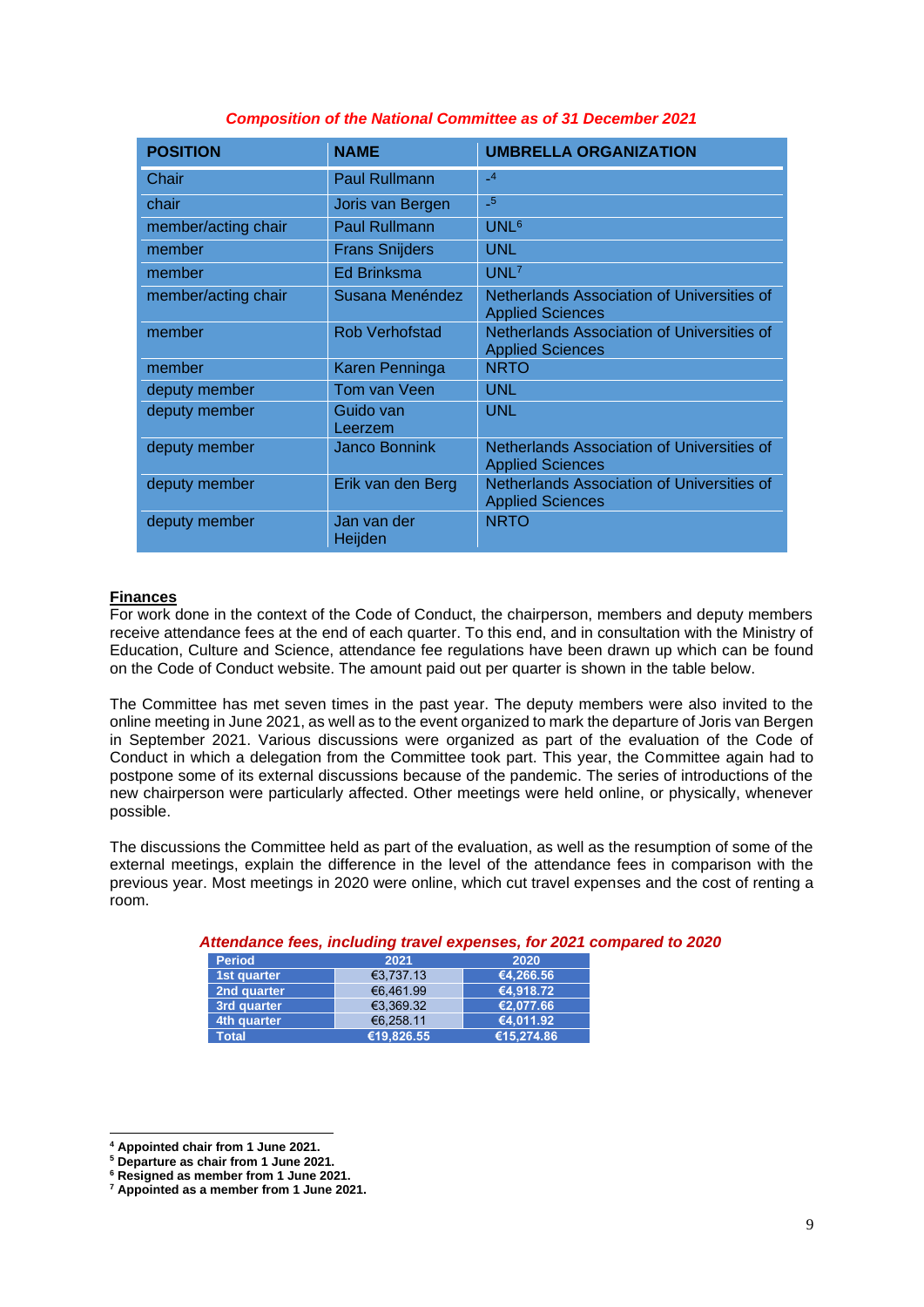*Composition of the National Committee as of 31 December 2021*

| POSITION | NAME | UMBRELLA ORGANIZATION |
|---|---|---|
| Chair | Paul Rullmann | -[4] |
| chair | Joris van Bergen | -[5] |
| member/acting chair | Paul Rullmann | UNL[6] |
| member | Frans Snijders | UNL |
| member | Ed Brinksma | UNL[7] |
| member/acting chair | Susana Menéndez | Netherlands Association of Universities of Applied Sciences |
| member | Rob Verhofstad | Netherlands Association of Universities of Applied Sciences |
| member | Karen Penninga | NRTO |
| deputy member | Tom van Veen | UNL |
| deputy member | Guido van Leerzem | UNL |
| deputy member | Janco Bonnink | Netherlands Association of Universities of Applied Sciences |
| deputy member | Erik van den Berg | Netherlands Association of Universities of Applied Sciences |
| deputy member | Jan van der Heijden | NRTO |

## Finances

For work done in the context of the Code of Conduct, the chairperson, members and deputy members receive attendance fees at the end of each quarter. To this end, and in consultation with the Ministry of Education, Culture and Science, attendance fee regulations have been drawn up which can be found on the Code of Conduct website. The amount paid out per quarter is shown in the table below.

The Committee has met seven times in the past year. The deputy members were also invited to the online meeting in June 2021, as well as to the event organized to mark the departure of Joris van Bergen in September 2021. Various discussions were organized as part of the evaluation of the Code of Conduct in which a delegation from the Committee took part. This year, the Committee again had to postpone some of its external discussions because of the pandemic. The series of introductions of the new chairperson were particularly affected. Other meetings were held online, or physically, whenever possible.

The discussions the Committee held as part of the evaluation, as well as the resumption of some of the external meetings, explain the difference in the level of the attendance fees in comparison with the previous year. Most meetings in 2020 were online, which cut travel expenses and the cost of renting a room.

*Attendance fees, including travel expenses, for 2021 compared to 2020*

| Period | 2021 | 2020 |
|---|---|---|
| 1st quarter | €3,737.13 | €4,266.56 |
| 2nd quarter | €6,461.99 | €4,918.72 |
| 3rd quarter | €3,369.32 | €2,077.66 |
| 4th quarter | €6,258.11 | €4,011.92 |
| Total | €19,826.55 | €15,274.86 |

[4] Appointed chair from 1 June 2021.
[5] Departure as chair from 1 June 2021.
[6] Resigned as member from 1 June 2021.
[7] Appointed as a member from 1 June 2021.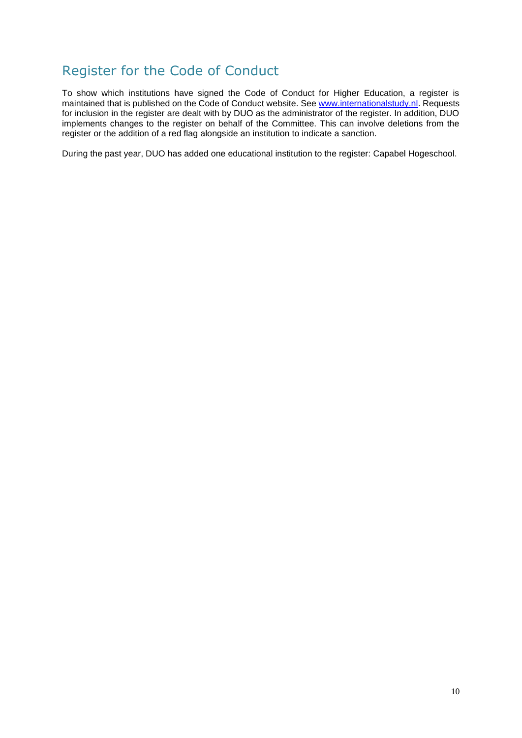## Register for the Code of Conduct

To show which institutions have signed the Code of Conduct for Higher Education, a register is maintained that is published on the Code of Conduct website. See [www.internationalstudy.nl](http://www.internationalstudy.nl). Requests for inclusion in the register are dealt with by DUO as the administrator of the register. In addition, DUO implements changes to the register on behalf of the Committee. This can involve deletions from the register or the addition of a red flag alongside an institution to indicate a sanction.

During the past year, DUO has added one educational institution to the register: Capabel Hogeschool.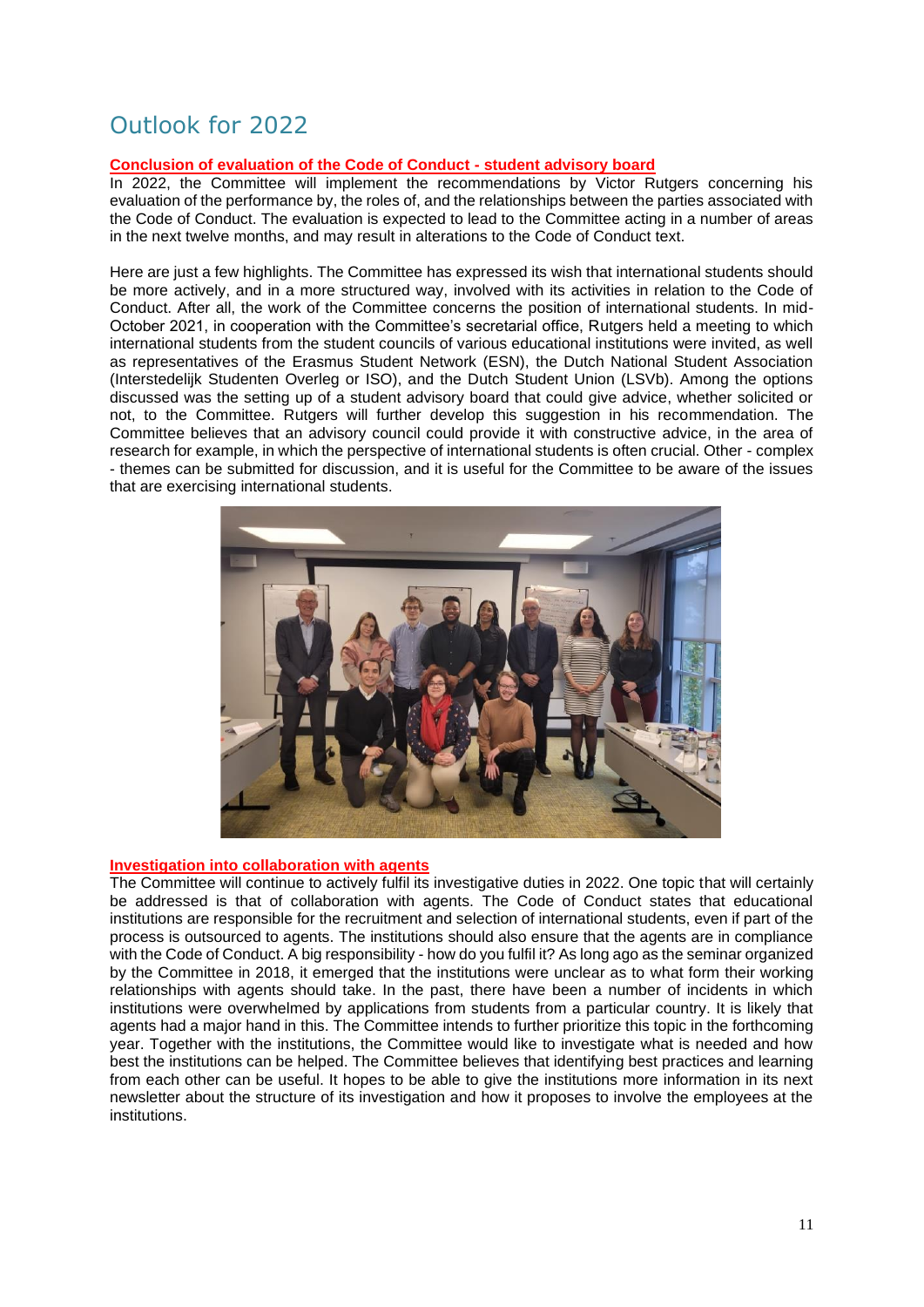# Outlook for 2022

**Conclusion of evaluation of the Code of Conduct - student advisory board**

In 2022, the Committee will implement the recommendations by Victor Rutgers concerning his evaluation of the performance by, the roles of, and the relationships between the parties associated with the Code of Conduct. The evaluation is expected to lead to the Committee acting in a number of areas in the next twelve months, and may result in alterations to the Code of Conduct text.

Here are just a few highlights. The Committee has expressed its wish that international students should be more actively, and in a more structured way, involved with its activities in relation to the Code of Conduct. After all, the work of the Committee concerns the position of international students. In mid-October 2021, in cooperation with the Committee's secretarial office, Rutgers held a meeting to which international students from the student councils of various educational institutions were invited, as well as representatives of the Erasmus Student Network (ESN), the Dutch National Student Association (Interstedelijk Studenten Overleg or ISO), and the Dutch Student Union (LSVb). Among the options discussed was the setting up of a student advisory board that could give advice, whether solicited or not, to the Committee. Rutgers will further develop this suggestion in his recommendation. The Committee believes that an advisory council could provide it with constructive advice, in the area of research for example, in which the perspective of international students is often crucial. Other - complex - themes can be submitted for discussion, and it is useful for the Committee to be aware of the issues that are exercising international students.

**Investigation into collaboration with agents**

The Committee will continue to actively fulfil its investigative duties in 2022. One topic that will certainly be addressed is that of collaboration with agents. The Code of Conduct states that educational institutions are responsible for the recruitment and selection of international students, even if part of the process is outsourced to agents. The institutions should also ensure that the agents are in compliance with the Code of Conduct. A big responsibility - how do you fulfil it? As long ago as the seminar organized by the Committee in 2018, it emerged that the institutions were unclear as to what form their working relationships with agents should take. In the past, there have been a number of incidents in which institutions were overwhelmed by applications from students from a particular country. It is likely that agents had a major hand in this. The Committee intends to further prioritize this topic in the forthcoming year. Together with the institutions, the Committee would like to investigate what is needed and how best the institutions can be helped. The Committee believes that identifying best practices and learning from each other can be useful. It hopes to be able to give the institutions more information in its next newsletter about the structure of its investigation and how it proposes to involve the employees at the institutions.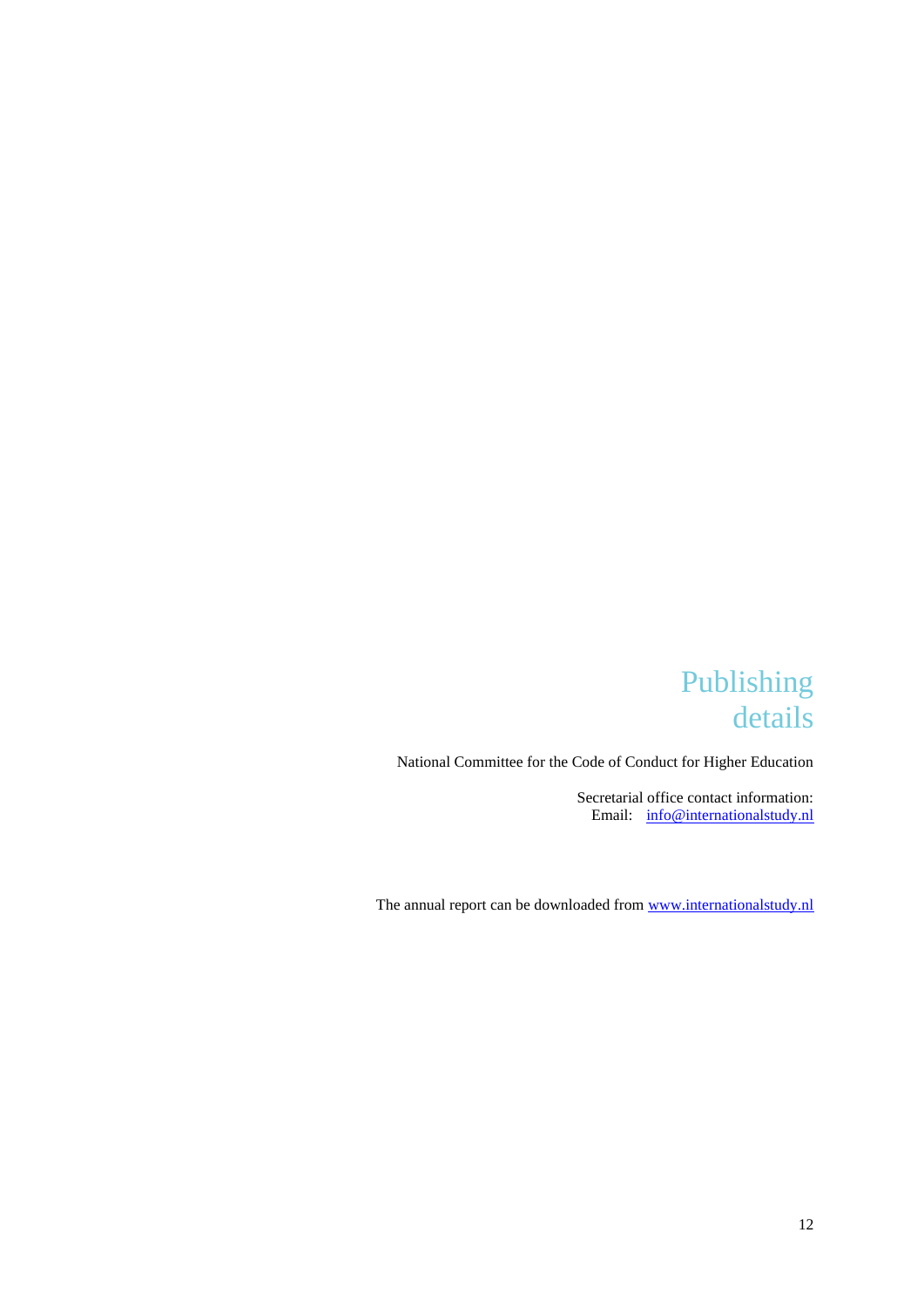# Publishing details

National Committee for the Code of Conduct for Higher Education

Secretarial office contact information:
Email: info@internationalstudy.nl

The annual report can be downloaded from www.internationalstudy.nl